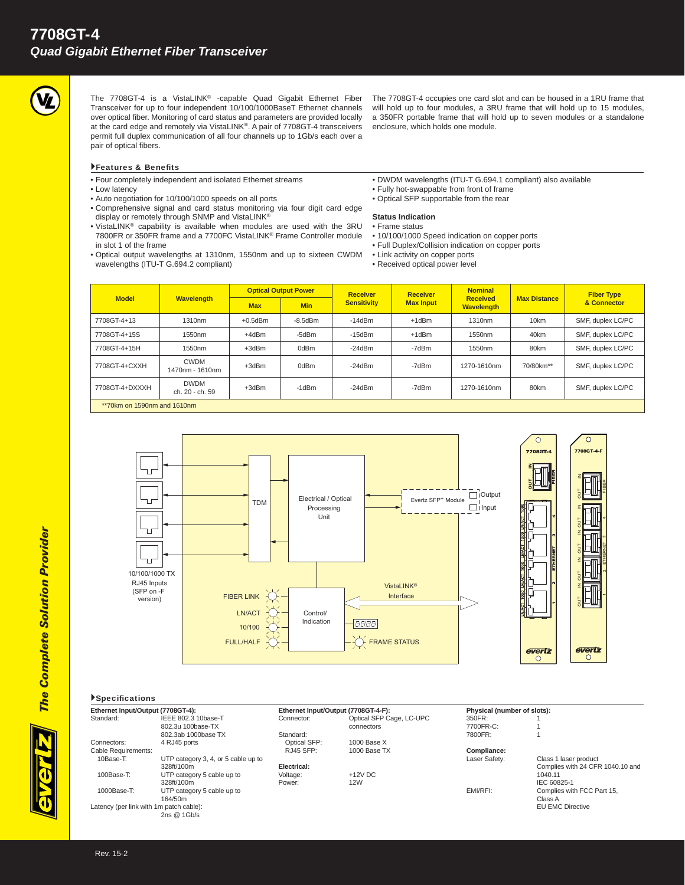# 7708GT-4

## *Quad Gigabit Ethernet Fiber Transceiver*

The 7708GT-4 is a VistaLINK® -capable Quad Gigabit Ethernet Fiber Transceiver for up to four independent 10/100/1000BaseT Ethernet channels over optical fiber. Monitoring of card status and parameters are provided locally at the card edge and remotely via VistaLINK®. A pair of 7708GT-4 transceivers permit full duplex communication of all four channels up to 1Gb/s each over a pair of optical fibers.

The 7708GT-4 occupies one card slot and can be housed in a 1RU frame that will hold up to four modules, a 3RU frame that will hold up to 15 modules, a 350FR portable frame that will hold up to seven modules or a standalone enclosure, which holds one module.

### Features & Benefits

- Four completely independent and isolated Ethernet streams
- Low latency
- Auto negotiation for 10/100/1000 speeds on all ports
- Comprehensive signal and card status monitoring via four digit card edge display or remotely through SNMP and VistaLINK®
- VistaLINK® capability is available when modules are used with the 3RU 7800FR or 350FR frame and a 7700FC VistaLINK® Frame Controller module in slot 1 of the frame
- Optical output wavelengths at 1310nm, 1550nm and up to sixteen CWDM wavelengths (ITU-T G.694.2 compliant)
- DWDM wavelengths (ITU-T G.694.1 compliant) also available
- Fully hot-swappable from front of frame
- Optical SFP supportable from the rear

**Status Indication**

- Frame status
- 10/100/1000 Speed indication on copper ports
- Full Duplex/Collision indication on copper ports
- Link activity on copper ports
- Received optical power level

| Model | Wavelength | Optical Output Power | | Receiver Sensitivity | Receiver Max Input | Nominal Received Wavelength | Max Distance | Fiber Type & Connector |
|---|---|---|---|---|---|---|---|---|
| | | Max | Min | | | | | |
| 7708GT-4+13 | 1310nm | +0.5dBm | -8.5dBm | -14dBm | +1dBm | 1310nm | 10km | SMF, duplex LC/PC |
| 7708GT-4+15S | 1550nm | +4dBm | -5dBm | -15dBm | +1dBm | 1550nm | 40km | SMF, duplex LC/PC |
| 7708GT-4+15H | 1550nm | +3dBm | 0dBm | -24dBm | -7dBm | 1550nm | 80km | SMF, duplex LC/PC |
| 7708GT-4+CXXH | CWDM 1470nm - 1610nm | +3dBm | 0dBm | -24dBm | -7dBm | 1270-1610nm | 70/80km** | SMF, duplex LC/PC |
| 7708GT-4+DXXXH | DWDM ch. 20 - ch. 59 | +3dBm | -1dBm | -24dBm | -7dBm | 1270-1610nm | 80km | SMF, duplex LC/PC |

**70km on 1590nm and 1610nm

### Specifications

**Ethernet Input/Output (7708GT-4):**

Standard: IEEE 802.3 10base-T, 802.3u 100base-TX, 802.3ab 1000base TX
Connectors: 4 RJ45 ports
Cable Requirements:
- 10Base-T: UTP category 3, 4, or 5 cable up to 328ft/100m
- 100Base-T: UTP category 5 cable up to 328ft/100m
- 1000Base-T: UTP category 5 cable up to 164/50m

Latency (per link with 1m patch cable): 2ns @ 1Gb/s

**Ethernet Input/Output (7708GT-4-F):**

Connector: Optical SFP Cage, LC-UPC connectors
Standard:
- Optical SFP: 1000 Base X
- RJ45 SFP: 1000 Base TX

**Electrical:**

Voltage: +12V DC
Power: 12W

**Physical (number of slots):**

350FR: 1
7700FR-C: 1
7800FR: 1

**Compliance:**

Laser Safety: Class 1 laser product, Complies with 24 CFR 1040.10 and 1040.11, IEC 60825-1
EMI/RFI: Complies with FCC Part 15, Class A, EU EMC Directive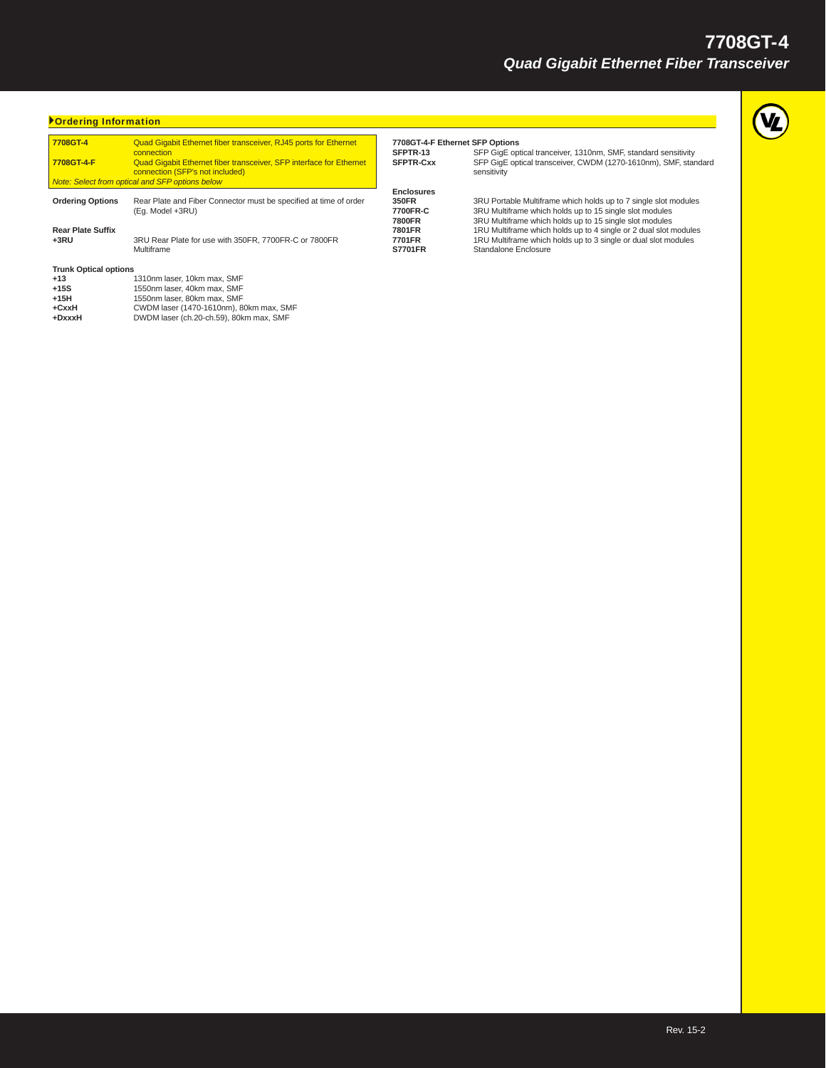# 7708GT-4

## *Quad Gigabit Ethernet Fiber Transceiver*

### Ordering Information

| | |
|---|---|
| **7708GT-4** | Quad Gigabit Ethernet fiber transceiver, RJ45 ports for Ethernet connection |
| **7708GT-4-F** | Quad Gigabit Ethernet fiber transceiver, SFP interface for Ethernet connection (SFP's not included) |

*Note: Select from optical and SFP options below*

| | |
|---|---|
| **Ordering Options** | Rear Plate and Fiber Connector must be specified at time of order (Eg. Model +3RU) |

**Rear Plate Suffix**

| | |
|---|---|
| **+3RU** | 3RU Rear Plate for use with 350FR, 7700FR-C or 7800FR Multiframe |

**Trunk Optical options**

| | |
|---|---|
| **+13** | 1310nm laser, 10km max, SMF |
| **+15S** | 1550nm laser, 40km max, SMF |
| **+15H** | 1550nm laser, 80km max, SMF |
| **+CxxH** | CWDM laser (1470-1610nm), 80km max, SMF |
| **+DxxxH** | DWDM laser (ch.20-ch.59), 80km max, SMF |

**7708GT-4-F Ethernet SFP Options**

| | |
|---|---|
| **SFPTR-13** | SFP GigE optical tranceiver, 1310nm, SMF, standard sensitivity |
| **SFPTR-Cxx** | SFP GigE optical transceiver, CWDM (1270-1610nm), SMF, standard sensitivity |

**Enclosures**

| | |
|---|---|
| **350FR** | 3RU Portable Multiframe which holds up to 7 single slot modules |
| **7700FR-C** | 3RU Multiframe which holds up to 15 single slot modules |
| **7800FR** | 3RU Multiframe which holds up to 15 single slot modules |
| **7801FR** | 1RU Multiframe which holds up to 4 single or 2 dual slot modules |
| **7701FR** | 1RU Multiframe which holds up to 3 single or dual slot modules |
| **S7701FR** | Standalone Enclosure |

Rev. 15-2